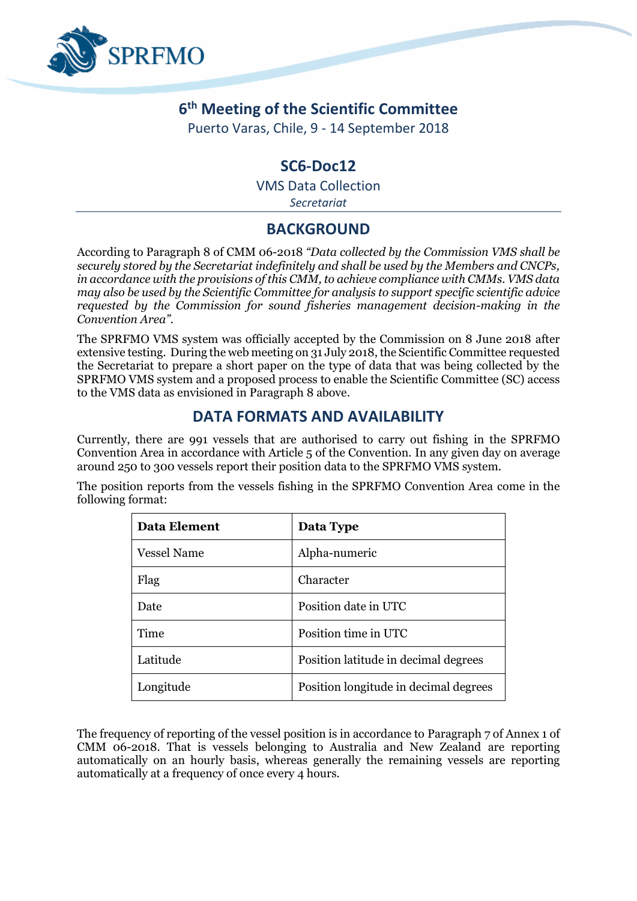SPRFMO

# 6th Meeting of the Scientific Committee

Puerto Varas, Chile, 9 - 14 September 2018

## SC6-Doc12

VMS Data Collection

*Secretariat*

## BACKGROUND

According to Paragraph 8 of CMM 06-2018 *"Data collected by the Commission VMS shall be securely stored by the Secretariat indefinitely and shall be used by the Members and CNCPs, in accordance with the provisions of this CMM, to achieve compliance with CMMs. VMS data may also be used by the Scientific Committee for analysis to support specific scientific advice requested by the Commission for sound fisheries management decision-making in the Convention Area".*

The SPRFMO VMS system was officially accepted by the Commission on 8 June 2018 after extensive testing. During the web meeting on 31 July 2018, the Scientific Committee requested the Secretariat to prepare a short paper on the type of data that was being collected by the SPRFMO VMS system and a proposed process to enable the Scientific Committee (SC) access to the VMS data as envisioned in Paragraph 8 above.

## DATA FORMATS AND AVAILABILITY

Currently, there are 991 vessels that are authorised to carry out fishing in the SPRFMO Convention Area in accordance with Article 5 of the Convention. In any given day on average around 250 to 300 vessels report their position data to the SPRFMO VMS system.

The position reports from the vessels fishing in the SPRFMO Convention Area come in the following format:

| Data Element | Data Type |
|---|---|
| Vessel Name | Alpha-numeric |
| Flag | Character |
| Date | Position date in UTC |
| Time | Position time in UTC |
| Latitude | Position latitude in decimal degrees |
| Longitude | Position longitude in decimal degrees |

The frequency of reporting of the vessel position is in accordance to Paragraph 7 of Annex 1 of CMM 06-2018. That is vessels belonging to Australia and New Zealand are reporting automatically on an hourly basis, whereas generally the remaining vessels are reporting automatically at a frequency of once every 4 hours.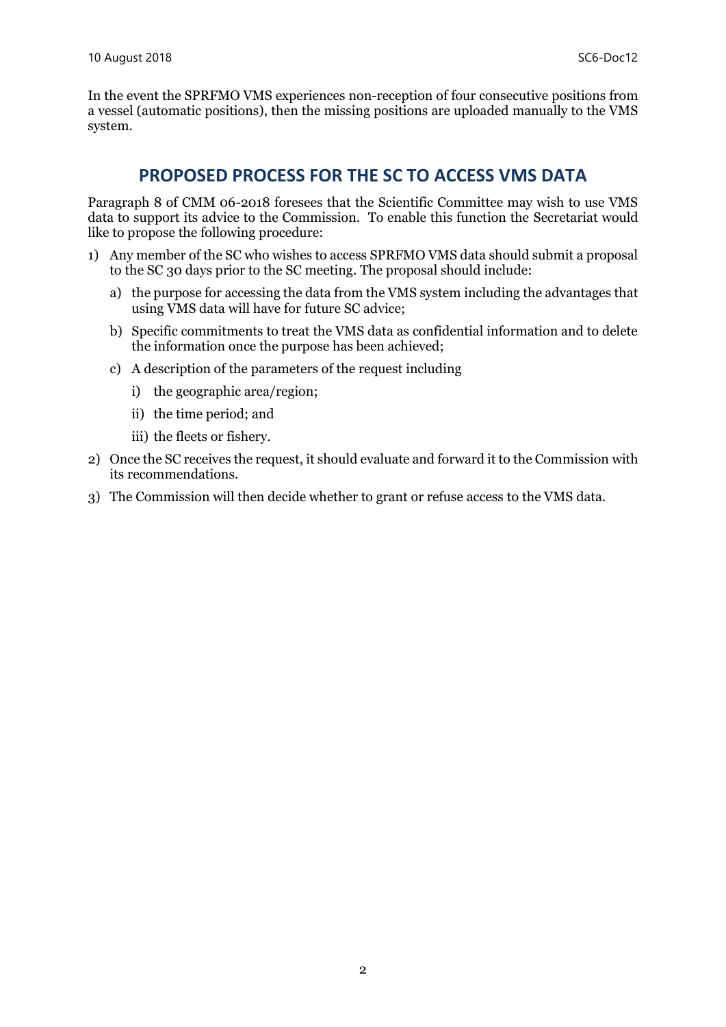In the event the SPRFMO VMS experiences non-reception of four consecutive positions from a vessel (automatic positions), then the missing positions are uploaded manually to the VMS system.

## PROPOSED PROCESS FOR THE SC TO ACCESS VMS DATA

Paragraph 8 of CMM 06-2018 foresees that the Scientific Committee may wish to use VMS data to support its advice to the Commission. To enable this function the Secretariat would like to propose the following procedure:

1) Any member of the SC who wishes to access SPRFMO VMS data should submit a proposal to the SC 30 days prior to the SC meeting. The proposal should include:
   a) the purpose for accessing the data from the VMS system including the advantages that using VMS data will have for future SC advice;
   b) Specific commitments to treat the VMS data as confidential information and to delete the information once the purpose has been achieved;
   c) A description of the parameters of the request including
      i) the geographic area/region;
      ii) the time period; and
      iii) the fleets or fishery.
2) Once the SC receives the request, it should evaluate and forward it to the Commission with its recommendations.
3) The Commission will then decide whether to grant or refuse access to the VMS data.